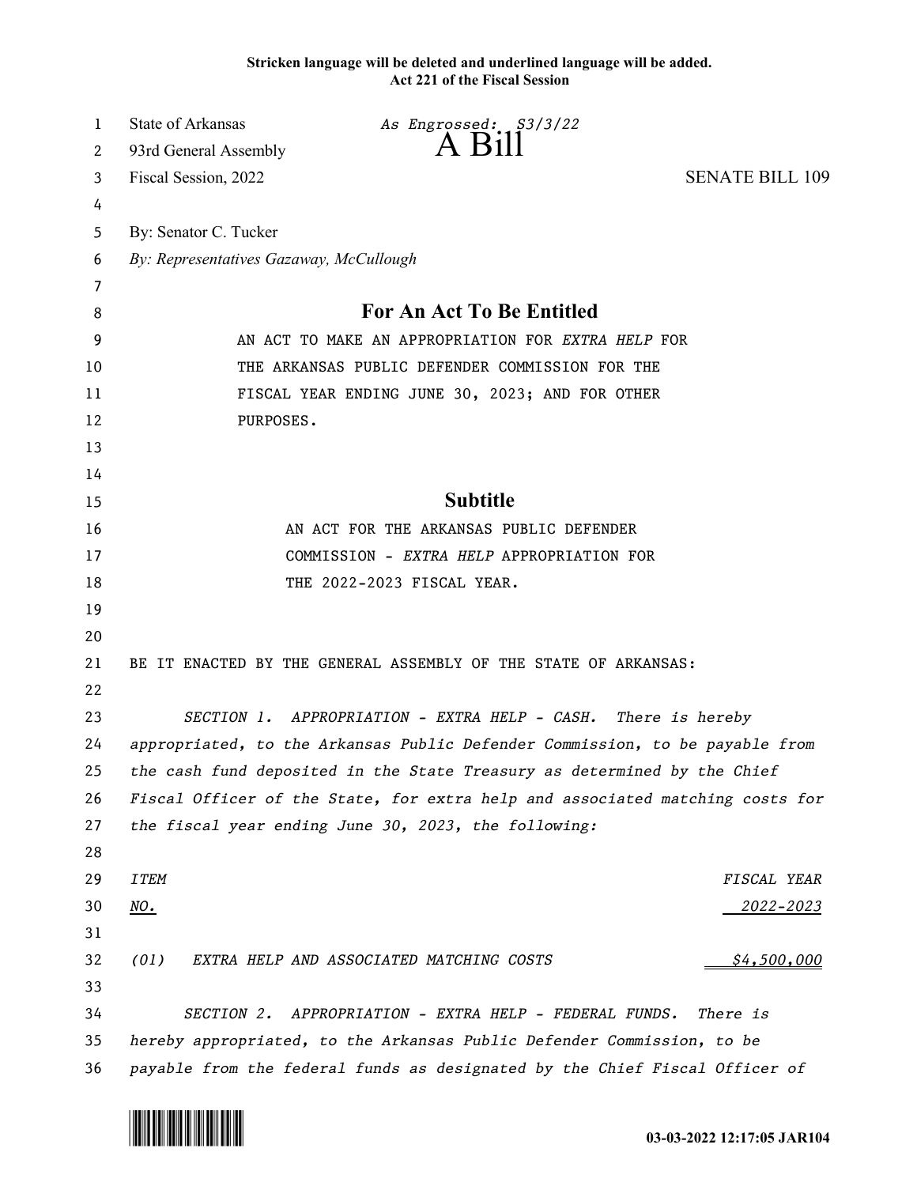Stricken language will be deleted and underlined language will be added.
Act 221 of the Fiscal Session

State of Arkansas *As Engrossed: S3/3/22*
93rd General Assembly

# A Bill

Fiscal Session, 2022 SENATE BILL 109

By: Senator C. Tucker
*By: Representatives Gazaway, McCullough*

## For An Act To Be Entitled

AN ACT TO MAKE AN APPROPRIATION FOR *EXTRA HELP* FOR THE ARKANSAS PUBLIC DEFENDER COMMISSION FOR THE FISCAL YEAR ENDING JUNE 30, 2023; AND FOR OTHER PURPOSES.

## Subtitle

AN ACT FOR THE ARKANSAS PUBLIC DEFENDER COMMISSION - *EXTRA HELP* APPROPRIATION FOR THE 2022-2023 FISCAL YEAR.

BE IT ENACTED BY THE GENERAL ASSEMBLY OF THE STATE OF ARKANSAS:

*SECTION 1. APPROPRIATION - EXTRA HELP - CASH. There is hereby appropriated, to the Arkansas Public Defender Commission, to be payable from the cash fund deposited in the State Treasury as determined by the Chief Fiscal Officer of the State, for extra help and associated matching costs for the fiscal year ending June 30, 2023, the following:*

| *ITEM NO.* | | *FISCAL YEAR 2022-2023* |
|---|---|---|
| *(01)* | *EXTRA HELP AND ASSOCIATED MATCHING COSTS* | *$4,500,000* |

*SECTION 2. APPROPRIATION - EXTRA HELP - FEDERAL FUNDS. There is hereby appropriated, to the Arkansas Public Defender Commission, to be payable from the federal funds as designated by the Chief Fiscal Officer of*

03-03-2022 12:17:05 JAR104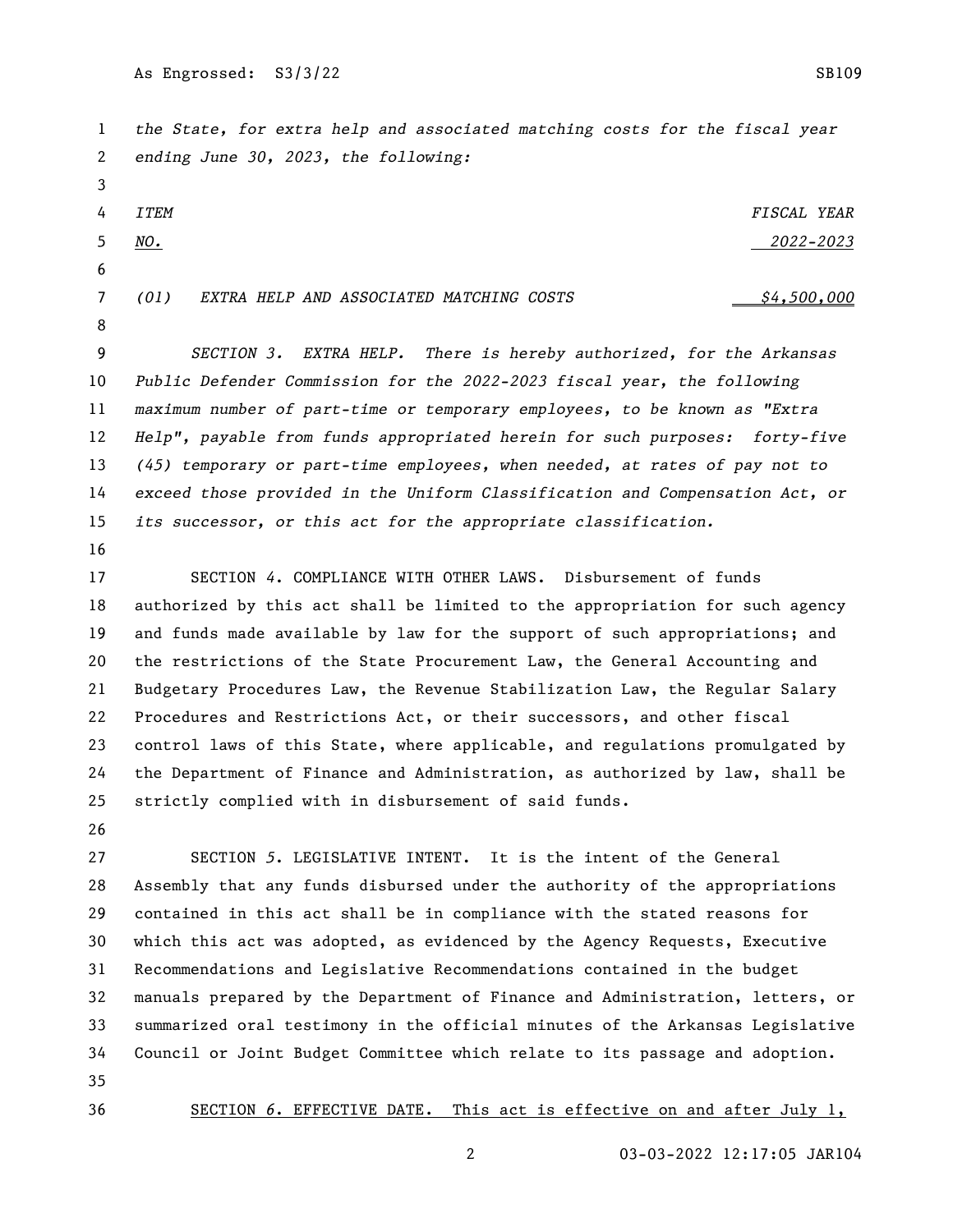*the State, for extra help and associated matching costs for the fiscal year ending June 30, 2023, the following:*

| *ITEM NO.* | | *FISCAL YEAR 2022-2023* |
|---|---|---|
| *(01)* | *EXTRA HELP AND ASSOCIATED MATCHING COSTS* | *$4,500,000* |

*SECTION 3. EXTRA HELP. There is hereby authorized, for the Arkansas Public Defender Commission for the 2022-2023 fiscal year, the following maximum number of part-time or temporary employees, to be known as "Extra Help", payable from funds appropriated herein for such purposes: forty-five (45) temporary or part-time employees, when needed, at rates of pay not to exceed those provided in the Uniform Classification and Compensation Act, or its successor, or this act for the appropriate classification.*

SECTION *4*. COMPLIANCE WITH OTHER LAWS. Disbursement of funds authorized by this act shall be limited to the appropriation for such agency and funds made available by law for the support of such appropriations; and the restrictions of the State Procurement Law, the General Accounting and Budgetary Procedures Law, the Revenue Stabilization Law, the Regular Salary Procedures and Restrictions Act, or their successors, and other fiscal control laws of this State, where applicable, and regulations promulgated by the Department of Finance and Administration, as authorized by law, shall be strictly complied with in disbursement of said funds.

SECTION *5*. LEGISLATIVE INTENT. It is the intent of the General Assembly that any funds disbursed under the authority of the appropriations contained in this act shall be in compliance with the stated reasons for which this act was adopted, as evidenced by the Agency Requests, Executive Recommendations and Legislative Recommendations contained in the budget manuals prepared by the Department of Finance and Administration, letters, or summarized oral testimony in the official minutes of the Arkansas Legislative Council or Joint Budget Committee which relate to its passage and adoption.

SECTION *6*. EFFECTIVE DATE. This act is effective on and after July 1,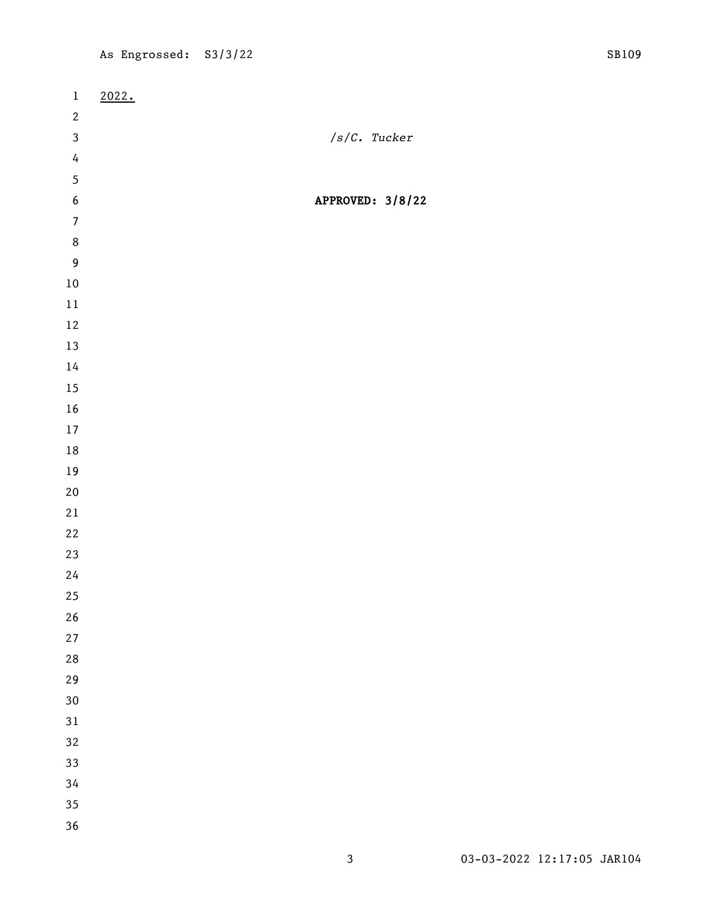2022.

*/s/C. Tucker*

**APPROVED: 3/8/22**